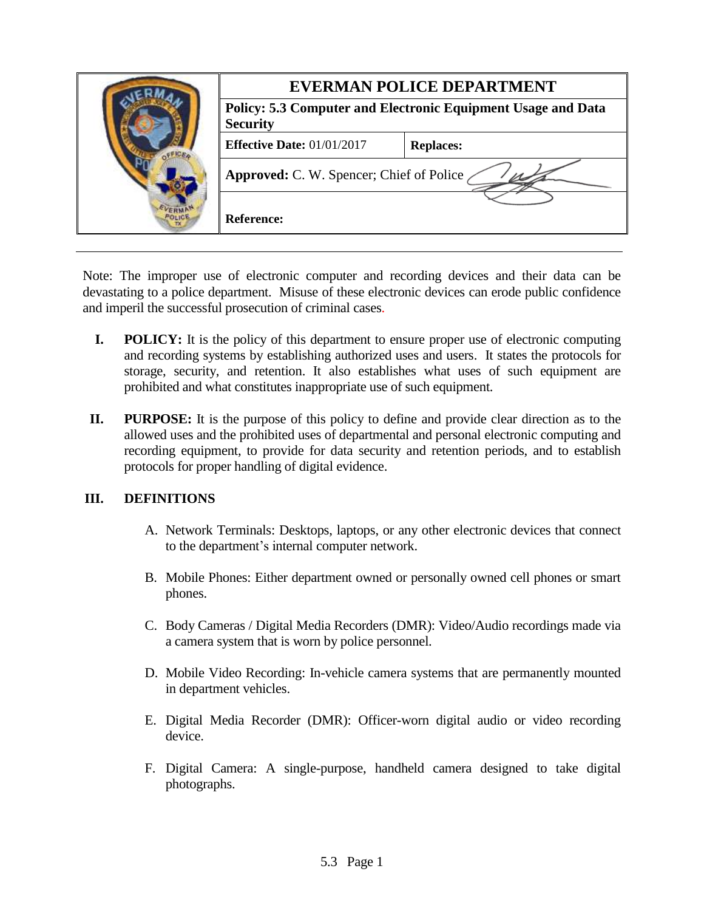| | **EVERMAN POLICE DEPARTMENT** | |
|---|---|---|
| | **Policy: 5.3 Computer and Electronic Equipment Usage and Data Security** | |
| | **Effective Date:** 01/01/2017 | **Replaces:** |
| | **Approved:** C. W. Spencer; Chief of Police | |
| | **Reference:** | |

Note: The improper use of electronic computer and recording devices and their data can be devastating to a police department. Misuse of these electronic devices can erode public confidence and imperil the successful prosecution of criminal cases.

**I. POLICY:** It is the policy of this department to ensure proper use of electronic computing and recording systems by establishing authorized uses and users. It states the protocols for storage, security, and retention. It also establishes what uses of such equipment are prohibited and what constitutes inappropriate use of such equipment.

**II. PURPOSE:** It is the purpose of this policy to define and provide clear direction as to the allowed uses and the prohibited uses of departmental and personal electronic computing and recording equipment, to provide for data security and retention periods, and to establish protocols for proper handling of digital evidence.

**III. DEFINITIONS**

A. Network Terminals: Desktops, laptops, or any other electronic devices that connect to the department's internal computer network.

B. Mobile Phones: Either department owned or personally owned cell phones or smart phones.

C. Body Cameras / Digital Media Recorders (DMR): Video/Audio recordings made via a camera system that is worn by police personnel.

D. Mobile Video Recording: In-vehicle camera systems that are permanently mounted in department vehicles.

E. Digital Media Recorder (DMR): Officer-worn digital audio or video recording device.

F. Digital Camera: A single-purpose, handheld camera designed to take digital photographs.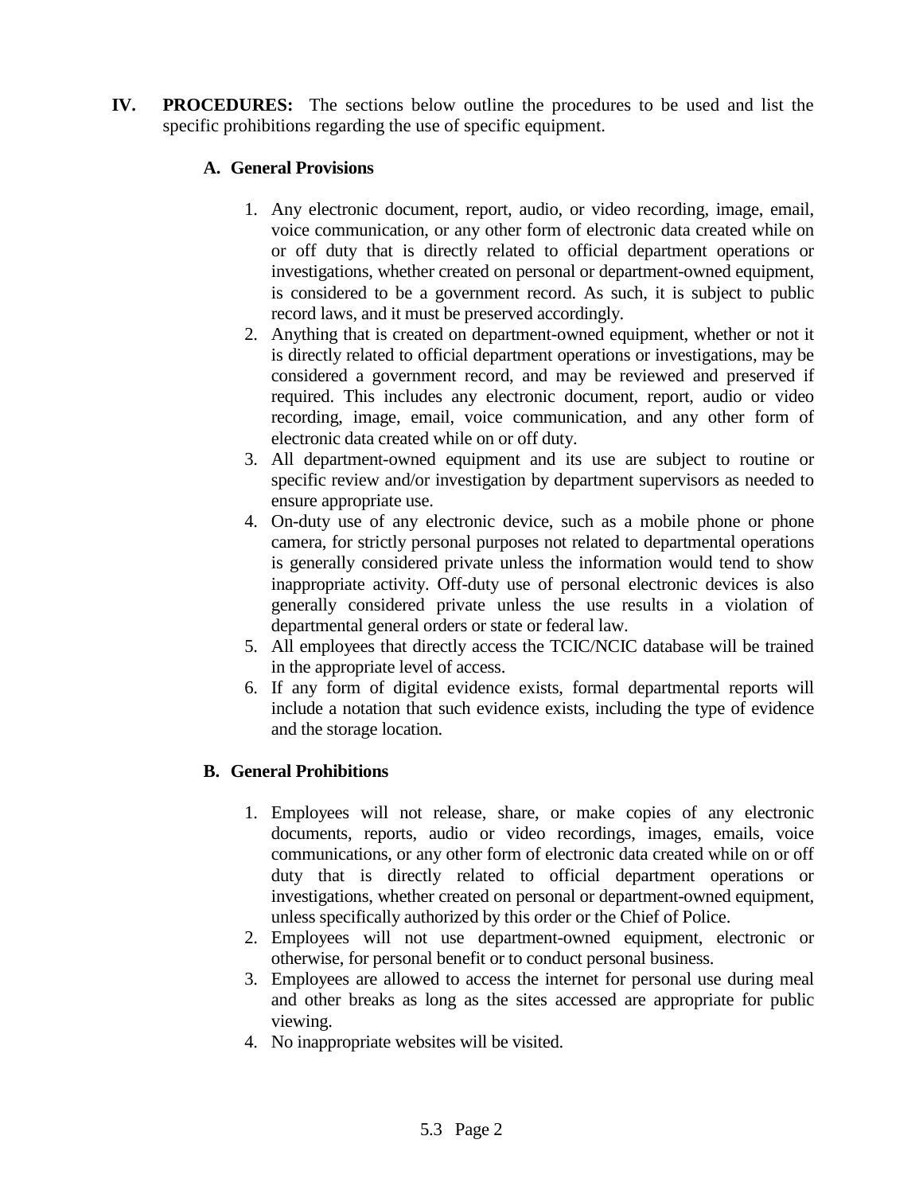**IV. PROCEDURES:** The sections below outline the procedures to be used and list the specific prohibitions regarding the use of specific equipment.

**A. General Provisions**

1. Any electronic document, report, audio, or video recording, image, email, voice communication, or any other form of electronic data created while on or off duty that is directly related to official department operations or investigations, whether created on personal or department-owned equipment, is considered to be a government record. As such, it is subject to public record laws, and it must be preserved accordingly.
2. Anything that is created on department-owned equipment, whether or not it is directly related to official department operations or investigations, may be considered a government record, and may be reviewed and preserved if required. This includes any electronic document, report, audio or video recording, image, email, voice communication, and any other form of electronic data created while on or off duty.
3. All department-owned equipment and its use are subject to routine or specific review and/or investigation by department supervisors as needed to ensure appropriate use.
4. On-duty use of any electronic device, such as a mobile phone or phone camera, for strictly personal purposes not related to departmental operations is generally considered private unless the information would tend to show inappropriate activity. Off-duty use of personal electronic devices is also generally considered private unless the use results in a violation of departmental general orders or state or federal law.
5. All employees that directly access the TCIC/NCIC database will be trained in the appropriate level of access.
6. If any form of digital evidence exists, formal departmental reports will include a notation that such evidence exists, including the type of evidence and the storage location.

**B. General Prohibitions**

1. Employees will not release, share, or make copies of any electronic documents, reports, audio or video recordings, images, emails, voice communications, or any other form of electronic data created while on or off duty that is directly related to official department operations or investigations, whether created on personal or department-owned equipment, unless specifically authorized by this order or the Chief of Police.
2. Employees will not use department-owned equipment, electronic or otherwise, for personal benefit or to conduct personal business.
3. Employees are allowed to access the internet for personal use during meal and other breaks as long as the sites accessed are appropriate for public viewing.
4. No inappropriate websites will be visited.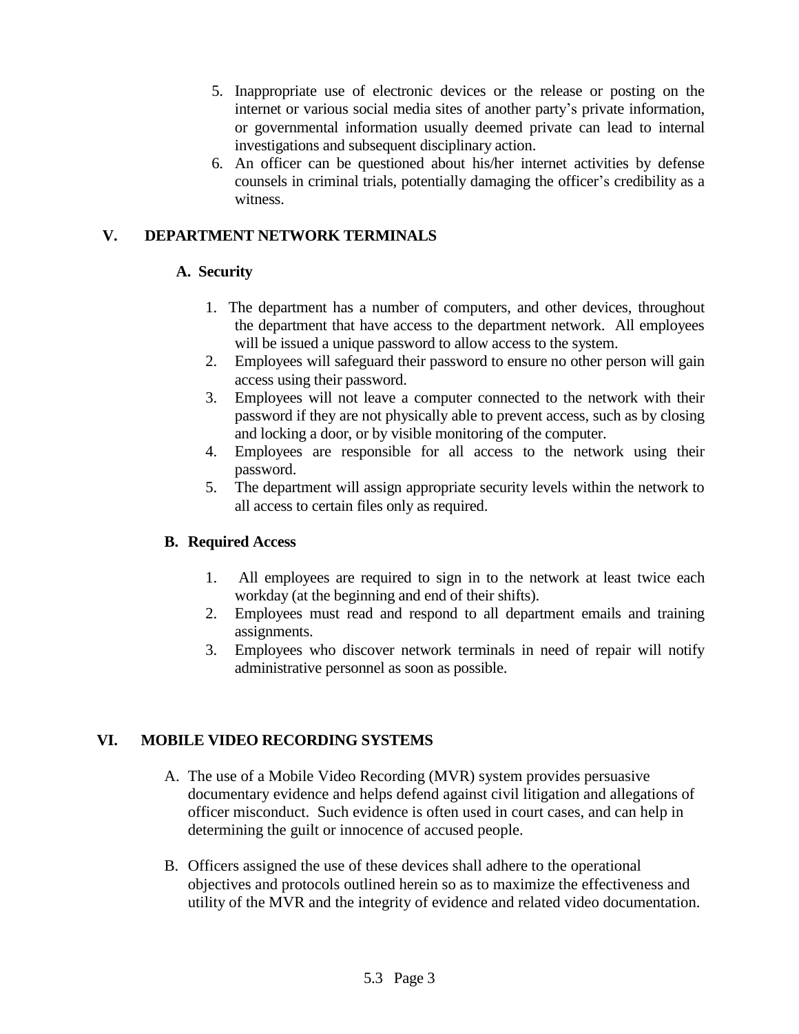5. Inappropriate use of electronic devices or the release or posting on the internet or various social media sites of another party's private information, or governmental information usually deemed private can lead to internal investigations and subsequent disciplinary action.
6. An officer can be questioned about his/her internet activities by defense counsels in criminal trials, potentially damaging the officer's credibility as a witness.

## V. DEPARTMENT NETWORK TERMINALS

### A. Security

1. The department has a number of computers, and other devices, throughout the department that have access to the department network. All employees will be issued a unique password to allow access to the system.
2. Employees will safeguard their password to ensure no other person will gain access using their password.
3. Employees will not leave a computer connected to the network with their password if they are not physically able to prevent access, such as by closing and locking a door, or by visible monitoring of the computer.
4. Employees are responsible for all access to the network using their password.
5. The department will assign appropriate security levels within the network to all access to certain files only as required.

### B. Required Access

1. All employees are required to sign in to the network at least twice each workday (at the beginning and end of their shifts).
2. Employees must read and respond to all department emails and training assignments.
3. Employees who discover network terminals in need of repair will notify administrative personnel as soon as possible.

## VI. MOBILE VIDEO RECORDING SYSTEMS

A. The use of a Mobile Video Recording (MVR) system provides persuasive documentary evidence and helps defend against civil litigation and allegations of officer misconduct. Such evidence is often used in court cases, and can help in determining the guilt or innocence of accused people.

B. Officers assigned the use of these devices shall adhere to the operational objectives and protocols outlined herein so as to maximize the effectiveness and utility of the MVR and the integrity of evidence and related video documentation.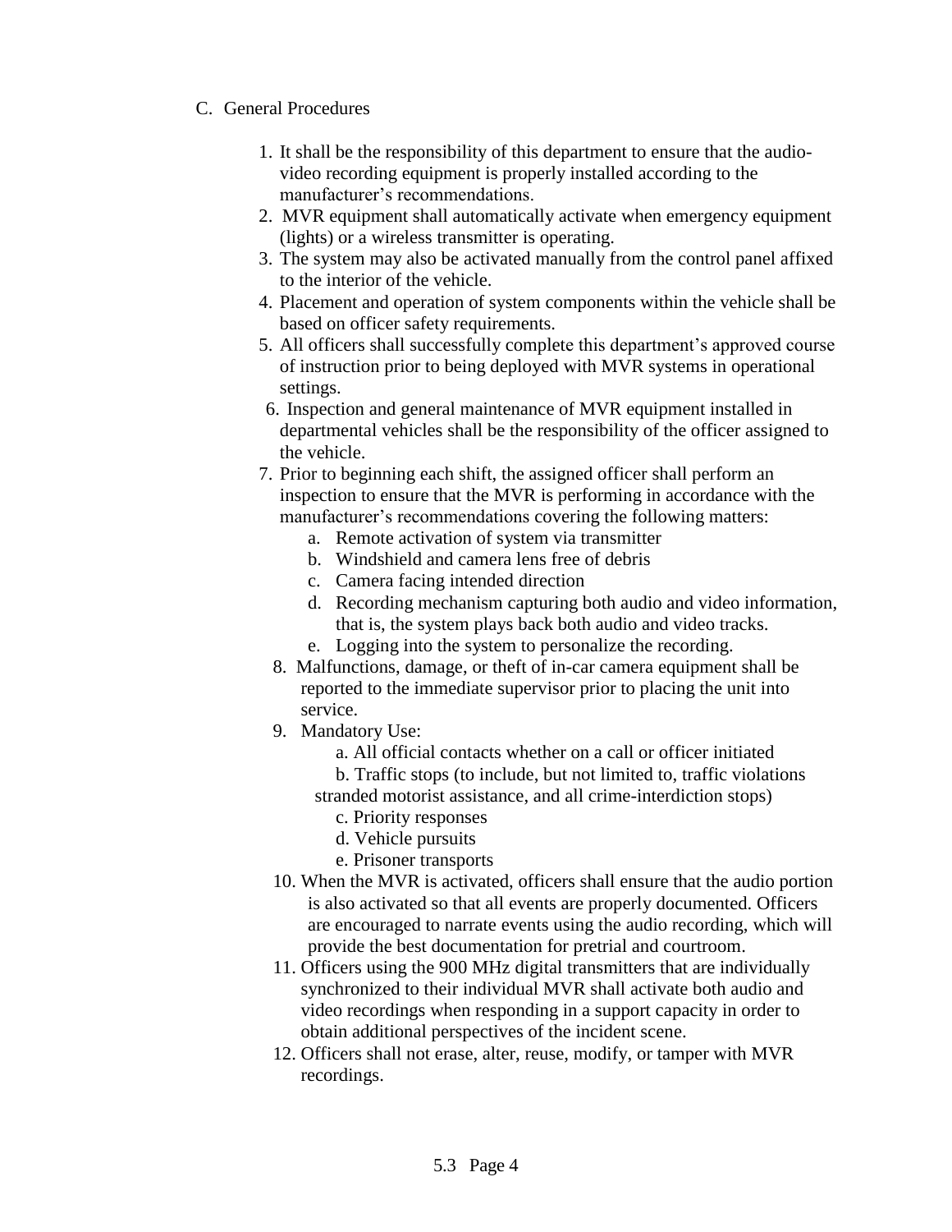C. General Procedures

1. It shall be the responsibility of this department to ensure that the audio-video recording equipment is properly installed according to the manufacturer's recommendations.
2. MVR equipment shall automatically activate when emergency equipment (lights) or a wireless transmitter is operating.
3. The system may also be activated manually from the control panel affixed to the interior of the vehicle.
4. Placement and operation of system components within the vehicle shall be based on officer safety requirements.
5. All officers shall successfully complete this department's approved course of instruction prior to being deployed with MVR systems in operational settings.
6. Inspection and general maintenance of MVR equipment installed in departmental vehicles shall be the responsibility of the officer assigned to the vehicle.
7. Prior to beginning each shift, the assigned officer shall perform an inspection to ensure that the MVR is performing in accordance with the manufacturer's recommendations covering the following matters:
   a. Remote activation of system via transmitter
   b. Windshield and camera lens free of debris
   c. Camera facing intended direction
   d. Recording mechanism capturing both audio and video information, that is, the system plays back both audio and video tracks.
   e. Logging into the system to personalize the recording.
8. Malfunctions, damage, or theft of in-car camera equipment shall be reported to the immediate supervisor prior to placing the unit into service.
9. Mandatory Use:
   a. All official contacts whether on a call or officer initiated
   b. Traffic stops (to include, but not limited to, traffic violations stranded motorist assistance, and all crime-interdiction stops)
   c. Priority responses
   d. Vehicle pursuits
   e. Prisoner transports
10. When the MVR is activated, officers shall ensure that the audio portion is also activated so that all events are properly documented. Officers are encouraged to narrate events using the audio recording, which will provide the best documentation for pretrial and courtroom.
11. Officers using the 900 MHz digital transmitters that are individually synchronized to their individual MVR shall activate both audio and video recordings when responding in a support capacity in order to obtain additional perspectives of the incident scene.
12. Officers shall not erase, alter, reuse, modify, or tamper with MVR recordings.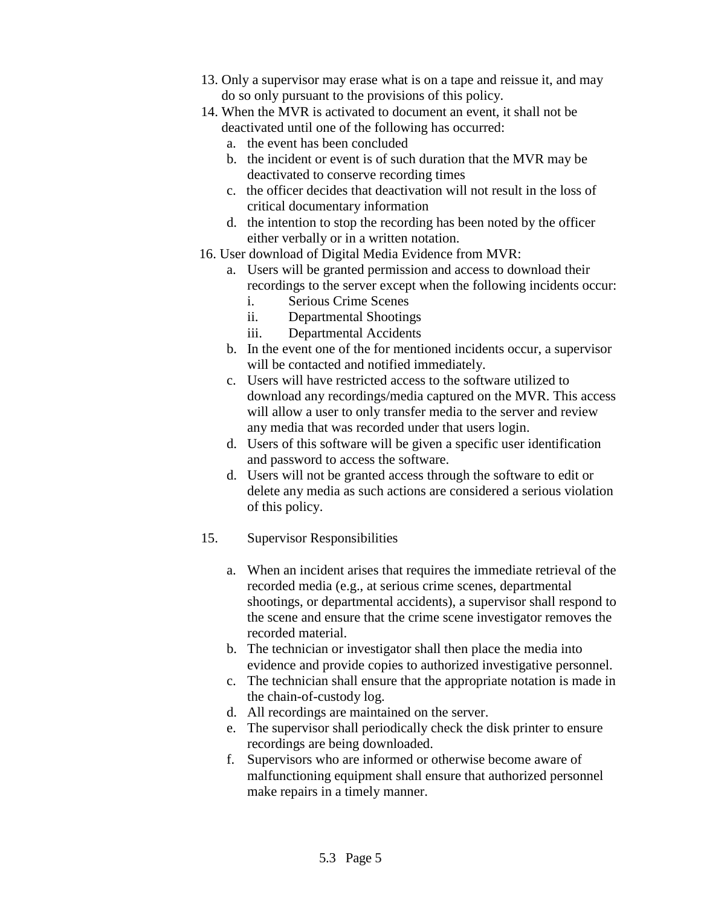13. Only a supervisor may erase what is on a tape and reissue it, and may do so only pursuant to the provisions of this policy.
14. When the MVR is activated to document an event, it shall not be deactivated until one of the following has occurred:
    a. the event has been concluded
    b. the incident or event is of such duration that the MVR may be deactivated to conserve recording times
    c. the officer decides that deactivation will not result in the loss of critical documentary information
    d. the intention to stop the recording has been noted by the officer either verbally or in a written notation.

16. User download of Digital Media Evidence from MVR:
    a. Users will be granted permission and access to download their recordings to the server except when the following incidents occur:
        i. Serious Crime Scenes
        ii. Departmental Shootings
        iii. Departmental Accidents
    b. In the event one of the for mentioned incidents occur, a supervisor will be contacted and notified immediately.
    c. Users will have restricted access to the software utilized to download any recordings/media captured on the MVR. This access will allow a user to only transfer media to the server and review any media that was recorded under that users login.
    d. Users of this software will be given a specific user identification and password to access the software.
    d. Users will not be granted access through the software to edit or delete any media as such actions are considered a serious violation of this policy.

15. Supervisor Responsibilities

    a. When an incident arises that requires the immediate retrieval of the recorded media (e.g., at serious crime scenes, departmental shootings, or departmental accidents), a supervisor shall respond to the scene and ensure that the crime scene investigator removes the recorded material.
    b. The technician or investigator shall then place the media into evidence and provide copies to authorized investigative personnel.
    c. The technician shall ensure that the appropriate notation is made in the chain-of-custody log.
    d. All recordings are maintained on the server.
    e. The supervisor shall periodically check the disk printer to ensure recordings are being downloaded.
    f. Supervisors who are informed or otherwise become aware of malfunctioning equipment shall ensure that authorized personnel make repairs in a timely manner.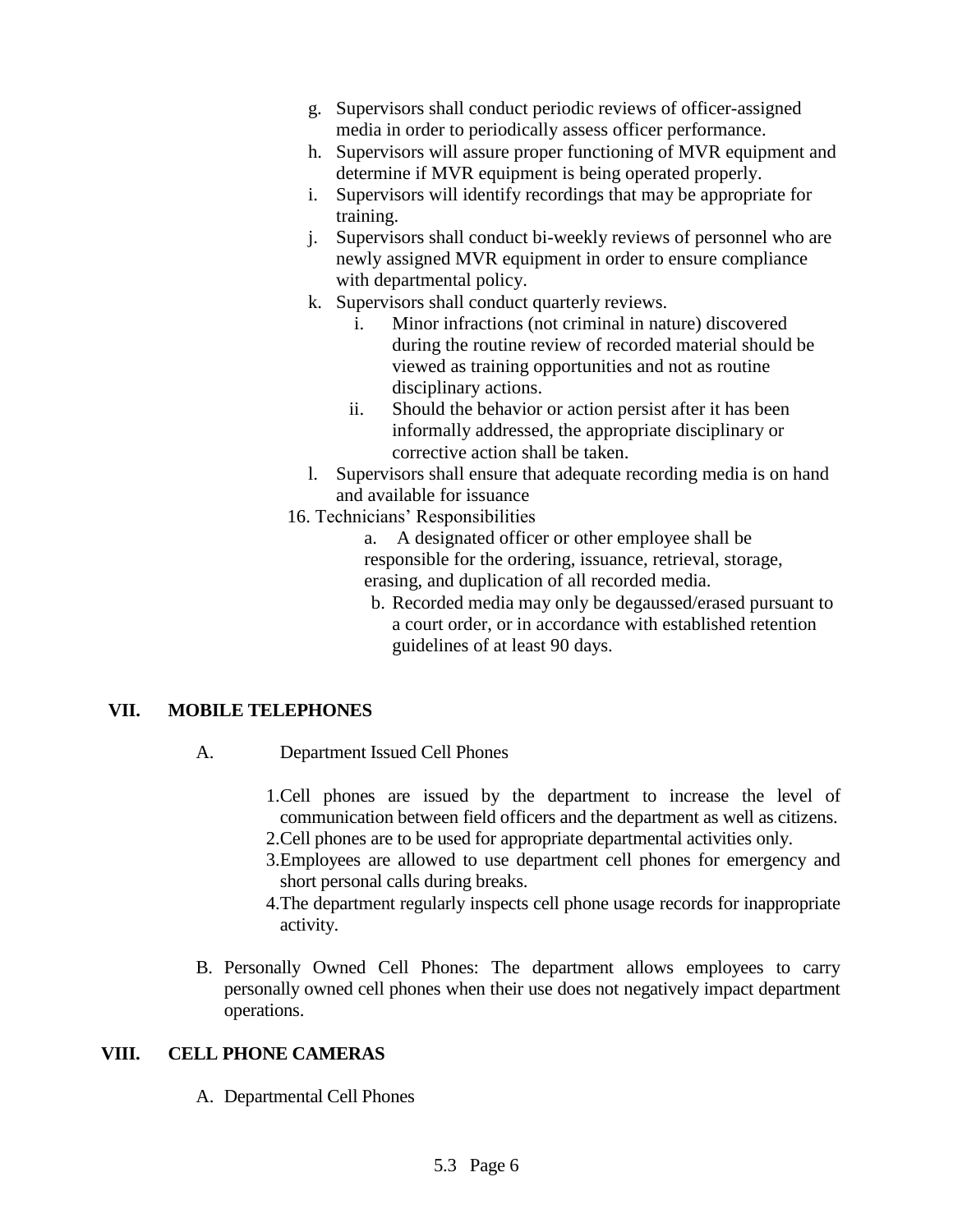g. Supervisors shall conduct periodic reviews of officer-assigned media in order to periodically assess officer performance.
h. Supervisors will assure proper functioning of MVR equipment and determine if MVR equipment is being operated properly.
i. Supervisors will identify recordings that may be appropriate for training.
j. Supervisors shall conduct bi-weekly reviews of personnel who are newly assigned MVR equipment in order to ensure compliance with departmental policy.
k. Supervisors shall conduct quarterly reviews.
   i. Minor infractions (not criminal in nature) discovered during the routine review of recorded material should be viewed as training opportunities and not as routine disciplinary actions.
   ii. Should the behavior or action persist after it has been informally addressed, the appropriate disciplinary or corrective action shall be taken.
l. Supervisors shall ensure that adequate recording media is on hand and available for issuance

16. Technicians' Responsibilities
    a. A designated officer or other employee shall be responsible for the ordering, issuance, retrieval, storage, erasing, and duplication of all recorded media.
    b. Recorded media may only be degaussed/erased pursuant to a court order, or in accordance with established retention guidelines of at least 90 days.

## VII. MOBILE TELEPHONES

A. Department Issued Cell Phones

1. Cell phones are issued by the department to increase the level of communication between field officers and the department as well as citizens.
2. Cell phones are to be used for appropriate departmental activities only.
3. Employees are allowed to use department cell phones for emergency and short personal calls during breaks.
4. The department regularly inspects cell phone usage records for inappropriate activity.

B. Personally Owned Cell Phones: The department allows employees to carry personally owned cell phones when their use does not negatively impact department operations.

## VIII. CELL PHONE CAMERAS

A. Departmental Cell Phones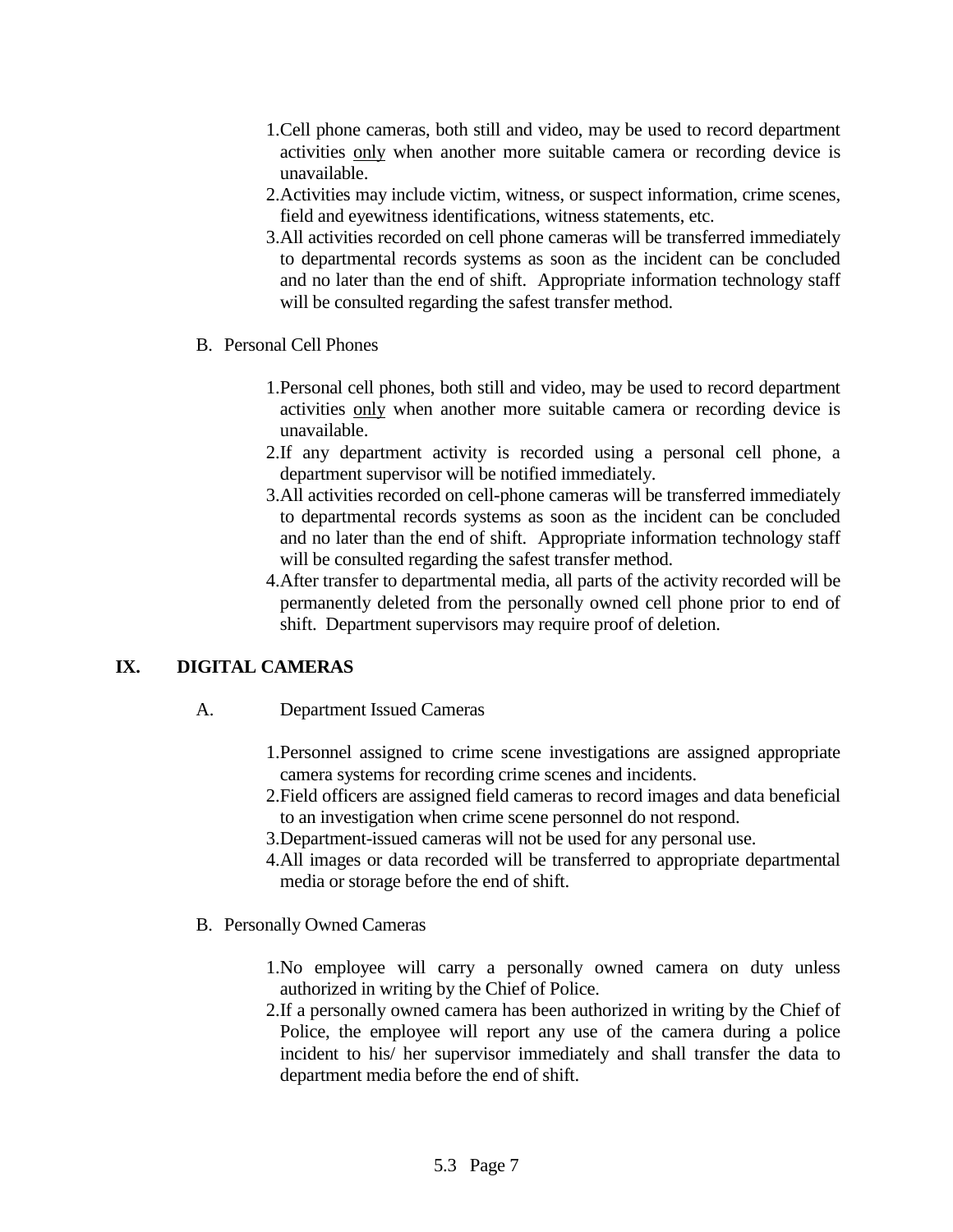1. Cell phone cameras, both still and video, may be used to record department activities <u>only</u> when another more suitable camera or recording device is unavailable.
2. Activities may include victim, witness, or suspect information, crime scenes, field and eyewitness identifications, witness statements, etc.
3. All activities recorded on cell phone cameras will be transferred immediately to departmental records systems as soon as the incident can be concluded and no later than the end of shift. Appropriate information technology staff will be consulted regarding the safest transfer method.

B. Personal Cell Phones

1. Personal cell phones, both still and video, may be used to record department activities <u>only</u> when another more suitable camera or recording device is unavailable.
2. If any department activity is recorded using a personal cell phone, a department supervisor will be notified immediately.
3. All activities recorded on cell-phone cameras will be transferred immediately to departmental records systems as soon as the incident can be concluded and no later than the end of shift. Appropriate information technology staff will be consulted regarding the safest transfer method.
4. After transfer to departmental media, all parts of the activity recorded will be permanently deleted from the personally owned cell phone prior to end of shift. Department supervisors may require proof of deletion.

## IX. DIGITAL CAMERAS

A. Department Issued Cameras

1. Personnel assigned to crime scene investigations are assigned appropriate camera systems for recording crime scenes and incidents.
2. Field officers are assigned field cameras to record images and data beneficial to an investigation when crime scene personnel do not respond.
3. Department-issued cameras will not be used for any personal use.
4. All images or data recorded will be transferred to appropriate departmental media or storage before the end of shift.

B. Personally Owned Cameras

1. No employee will carry a personally owned camera on duty unless authorized in writing by the Chief of Police.
2. If a personally owned camera has been authorized in writing by the Chief of Police, the employee will report any use of the camera during a police incident to his/ her supervisor immediately and shall transfer the data to department media before the end of shift.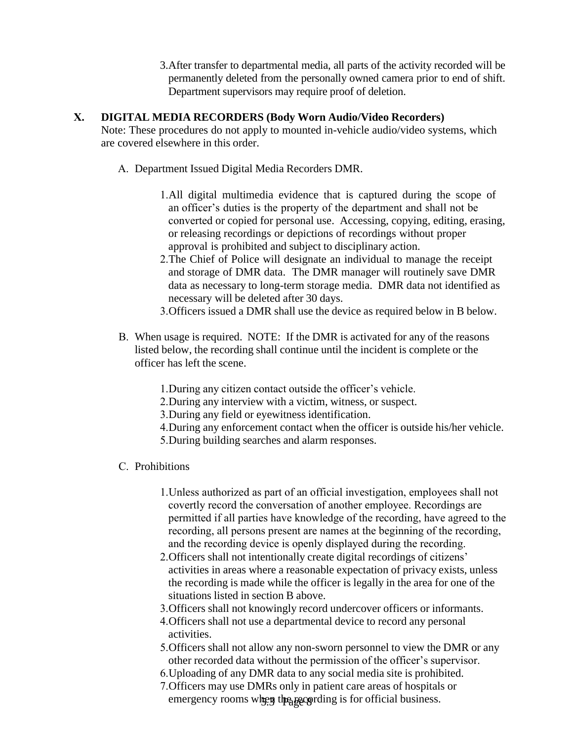3. After transfer to departmental media, all parts of the activity recorded will be permanently deleted from the personally owned camera prior to end of shift. Department supervisors may require proof of deletion.

## X. DIGITAL MEDIA RECORDERS (Body Worn Audio/Video Recorders)

Note: These procedures do not apply to mounted in-vehicle audio/video systems, which are covered elsewhere in this order.

A. Department Issued Digital Media Recorders DMR.

1. All digital multimedia evidence that is captured during the scope of an officer's duties is the property of the department and shall not be converted or copied for personal use. Accessing, copying, editing, erasing, or releasing recordings or depictions of recordings without proper approval is prohibited and subject to disciplinary action.
2. The Chief of Police will designate an individual to manage the receipt and storage of DMR data. The DMR manager will routinely save DMR data as necessary to long-term storage media. DMR data not identified as necessary will be deleted after 30 days.
3. Officers issued a DMR shall use the device as required below in B below.

B. When usage is required. NOTE: If the DMR is activated for any of the reasons listed below, the recording shall continue until the incident is complete or the officer has left the scene.

1. During any citizen contact outside the officer's vehicle.
2. During any interview with a victim, witness, or suspect.
3. During any field or eyewitness identification.
4. During any enforcement contact when the officer is outside his/her vehicle.
5. During building searches and alarm responses.

C. Prohibitions

1. Unless authorized as part of an official investigation, employees shall not covertly record the conversation of another employee. Recordings are permitted if all parties have knowledge of the recording, have agreed to the recording, all persons present are names at the beginning of the recording, and the recording device is openly displayed during the recording.
2. Officers shall not intentionally create digital recordings of citizens' activities in areas where a reasonable expectation of privacy exists, unless the recording is made while the officer is legally in the area for one of the situations listed in section B above.
3. Officers shall not knowingly record undercover officers or informants.
4. Officers shall not use a departmental device to record any personal activities.
5. Officers shall not allow any non-sworn personnel to view the DMR or any other recorded data without the permission of the officer's supervisor.
6. Uploading of any DMR data to any social media site is prohibited.
7. Officers may use DMRs only in patient care areas of hospitals or emergency rooms when the recording is for official business.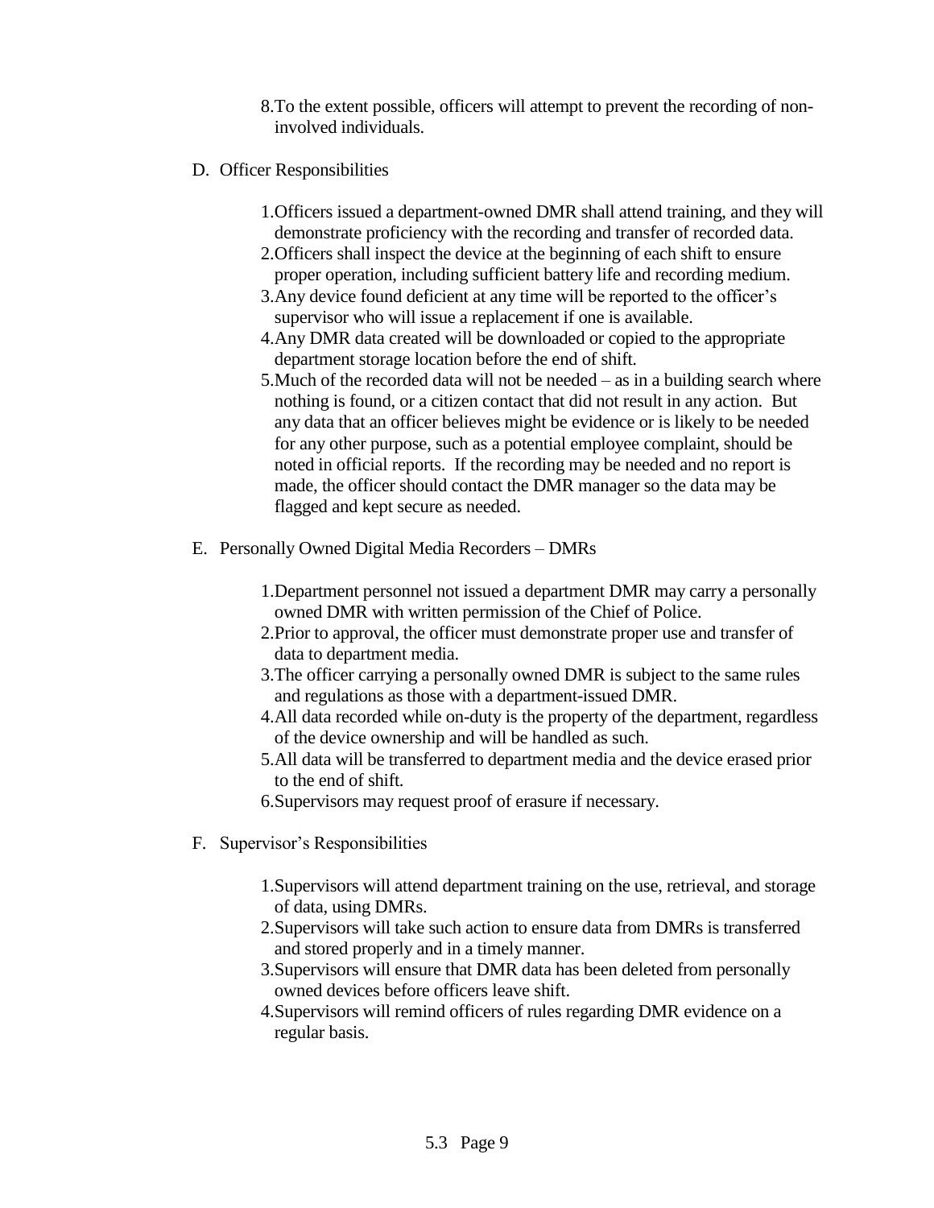8. To the extent possible, officers will attempt to prevent the recording of non-involved individuals.

D. Officer Responsibilities

1. Officers issued a department-owned DMR shall attend training, and they will demonstrate proficiency with the recording and transfer of recorded data.
2. Officers shall inspect the device at the beginning of each shift to ensure proper operation, including sufficient battery life and recording medium.
3. Any device found deficient at any time will be reported to the officer's supervisor who will issue a replacement if one is available.
4. Any DMR data created will be downloaded or copied to the appropriate department storage location before the end of shift.
5. Much of the recorded data will not be needed – as in a building search where nothing is found, or a citizen contact that did not result in any action. But any data that an officer believes might be evidence or is likely to be needed for any other purpose, such as a potential employee complaint, should be noted in official reports. If the recording may be needed and no report is made, the officer should contact the DMR manager so the data may be flagged and kept secure as needed.

E. Personally Owned Digital Media Recorders – DMRs

1. Department personnel not issued a department DMR may carry a personally owned DMR with written permission of the Chief of Police.
2. Prior to approval, the officer must demonstrate proper use and transfer of data to department media.
3. The officer carrying a personally owned DMR is subject to the same rules and regulations as those with a department-issued DMR.
4. All data recorded while on-duty is the property of the department, regardless of the device ownership and will be handled as such.
5. All data will be transferred to department media and the device erased prior to the end of shift.
6. Supervisors may request proof of erasure if necessary.

F. Supervisor's Responsibilities

1. Supervisors will attend department training on the use, retrieval, and storage of data, using DMRs.
2. Supervisors will take such action to ensure data from DMRs is transferred and stored properly and in a timely manner.
3. Supervisors will ensure that DMR data has been deleted from personally owned devices before officers leave shift.
4. Supervisors will remind officers of rules regarding DMR evidence on a regular basis.